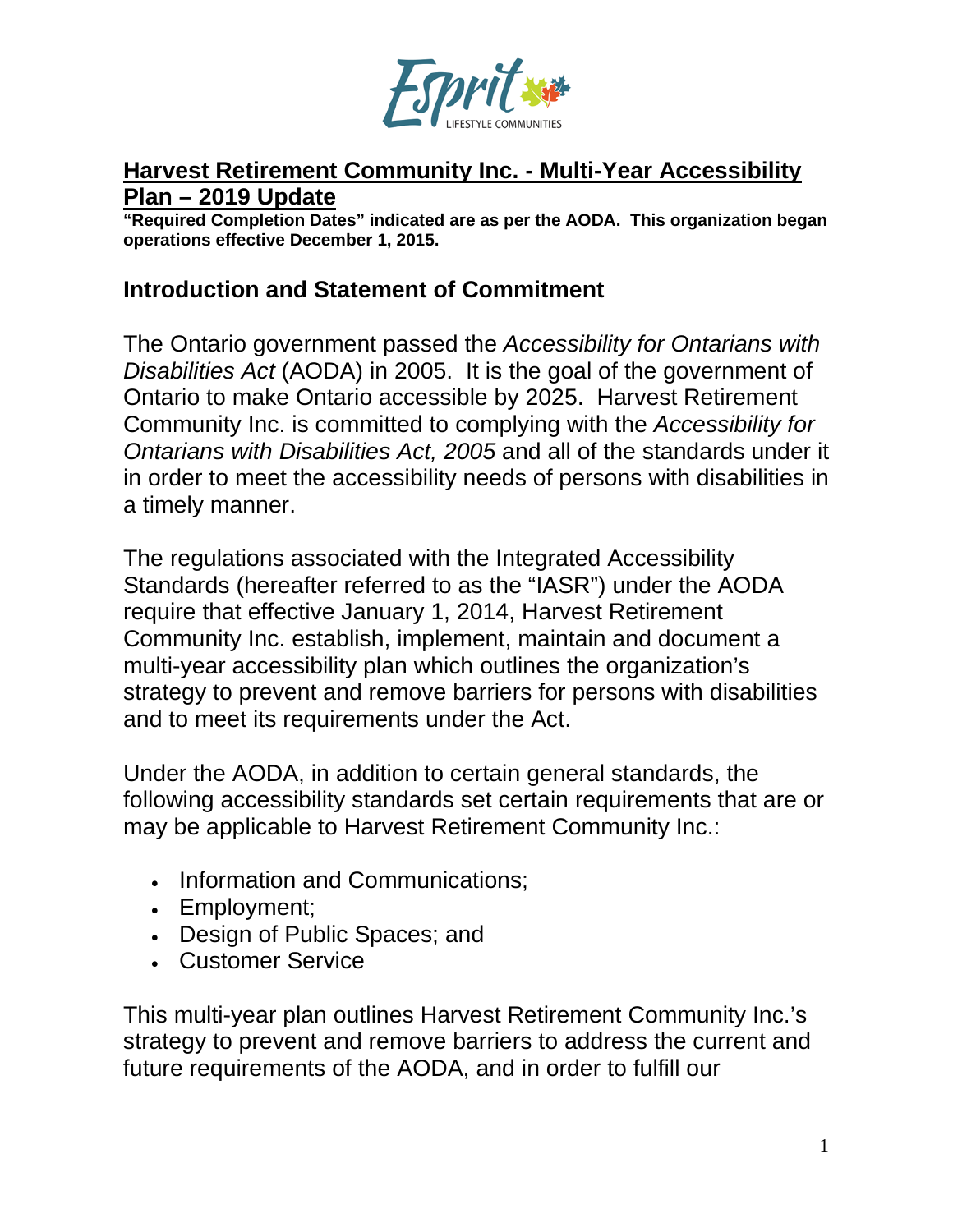# Harvest Retirement Community Inc. - Multi-Year Accessibility Plan – 2019 Update

**"Required Completion Dates" indicated are as per the AODA. This organization began operations effective December 1, 2015.**

## Introduction and Statement of Commitment

The Ontario government passed the *Accessibility for Ontarians with Disabilities Act* (AODA) in 2005. It is the goal of the government of Ontario to make Ontario accessible by 2025. Harvest Retirement Community Inc. is committed to complying with the *Accessibility for Ontarians with Disabilities Act, 2005* and all of the standards under it in order to meet the accessibility needs of persons with disabilities in a timely manner.

The regulations associated with the Integrated Accessibility Standards (hereafter referred to as the "IASR") under the AODA require that effective January 1, 2014, Harvest Retirement Community Inc. establish, implement, maintain and document a multi-year accessibility plan which outlines the organization's strategy to prevent and remove barriers for persons with disabilities and to meet its requirements under the Act.

Under the AODA, in addition to certain general standards, the following accessibility standards set certain requirements that are or may be applicable to Harvest Retirement Community Inc.:

- Information and Communications;
- Employment;
- Design of Public Spaces; and
- Customer Service

This multi-year plan outlines Harvest Retirement Community Inc.'s strategy to prevent and remove barriers to address the current and future requirements of the AODA, and in order to fulfill our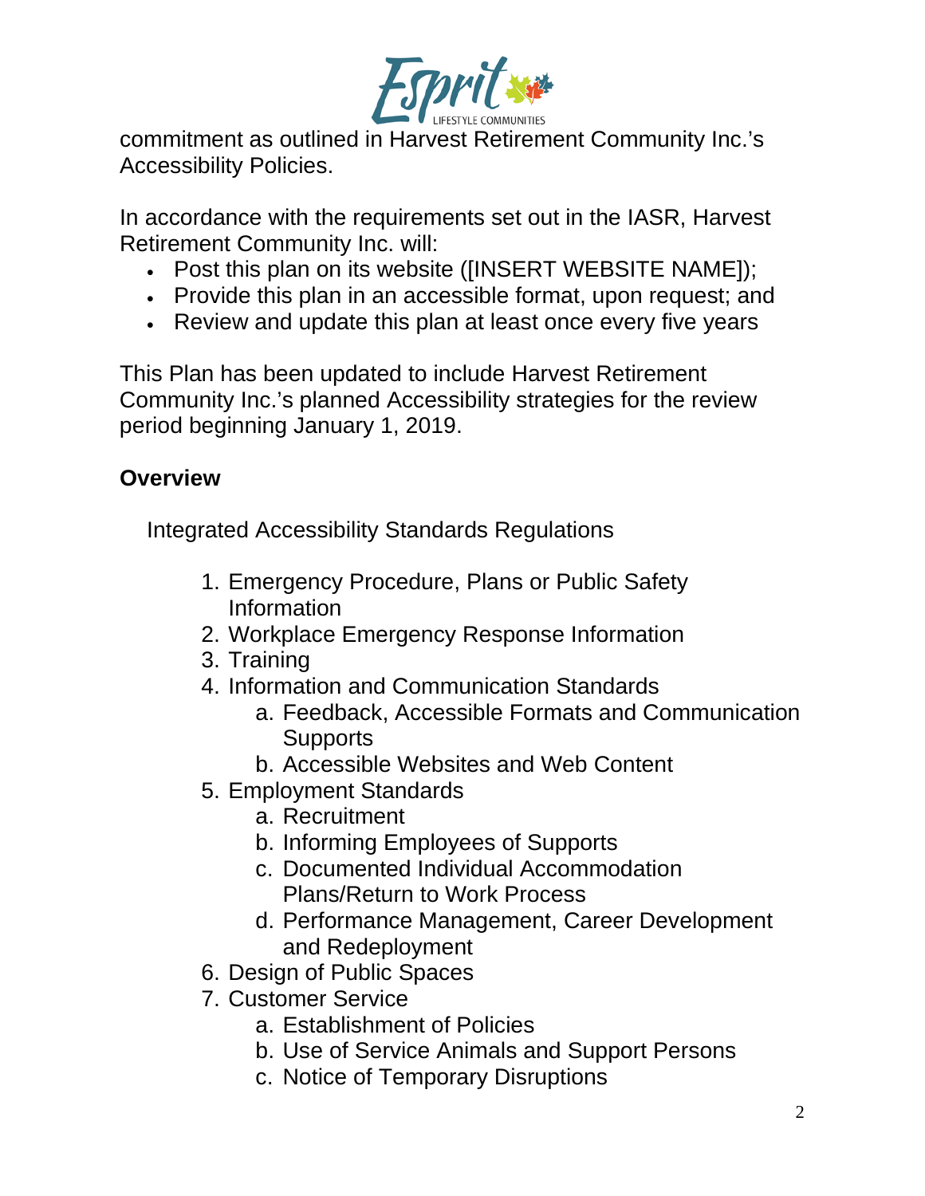commitment as outlined in Harvest Retirement Community Inc.'s Accessibility Policies.

In accordance with the requirements set out in the IASR, Harvest Retirement Community Inc. will:

- Post this plan on its website ([INSERT WEBSITE NAME]);
- Provide this plan in an accessible format, upon request; and
- Review and update this plan at least once every five years

This Plan has been updated to include Harvest Retirement Community Inc.'s planned Accessibility strategies for the review period beginning January 1, 2019.

## Overview

Integrated Accessibility Standards Regulations

1. Emergency Procedure, Plans or Public Safety Information
2. Workplace Emergency Response Information
3. Training
4. Information and Communication Standards
   a. Feedback, Accessible Formats and Communication Supports
   b. Accessible Websites and Web Content
5. Employment Standards
   a. Recruitment
   b. Informing Employees of Supports
   c. Documented Individual Accommodation Plans/Return to Work Process
   d. Performance Management, Career Development and Redeployment
6. Design of Public Spaces
7. Customer Service
   a. Establishment of Policies
   b. Use of Service Animals and Support Persons
   c. Notice of Temporary Disruptions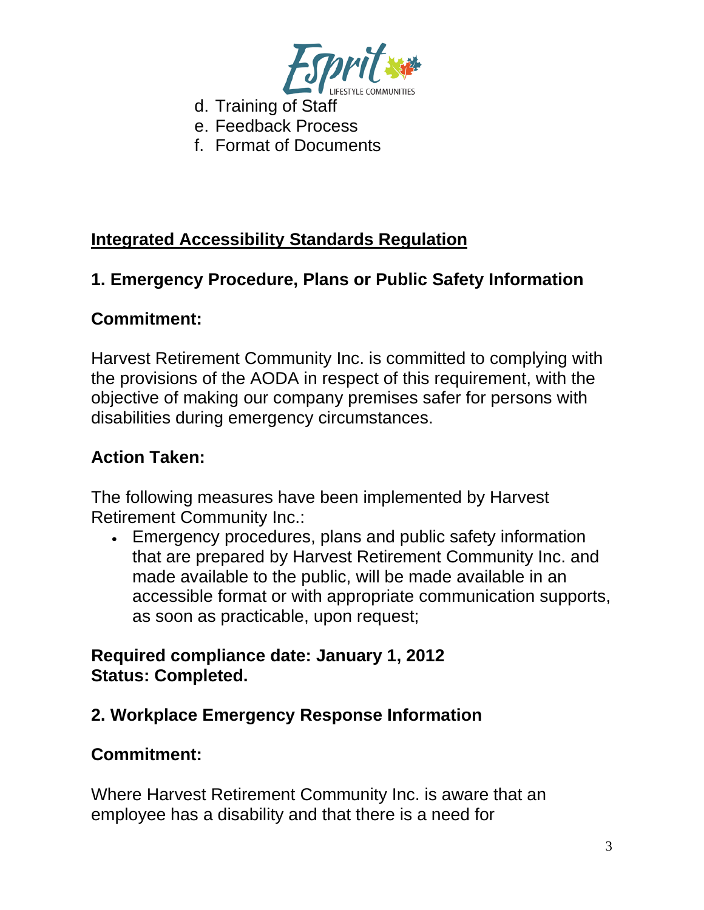d. Training of Staff
e. Feedback Process
f. Format of Documents

## Integrated Accessibility Standards Regulation

### 1. Emergency Procedure, Plans or Public Safety Information

**Commitment:**

Harvest Retirement Community Inc. is committed to complying with the provisions of the AODA in respect of this requirement, with the objective of making our company premises safer for persons with disabilities during emergency circumstances.

**Action Taken:**

The following measures have been implemented by Harvest Retirement Community Inc.:

- Emergency procedures, plans and public safety information that are prepared by Harvest Retirement Community Inc. and made available to the public, will be made available in an accessible format or with appropriate communication supports, as soon as practicable, upon request;

**Required compliance date: January 1, 2012**
**Status: Completed.**

### 2. Workplace Emergency Response Information

**Commitment:**

Where Harvest Retirement Community Inc. is aware that an employee has a disability and that there is a need for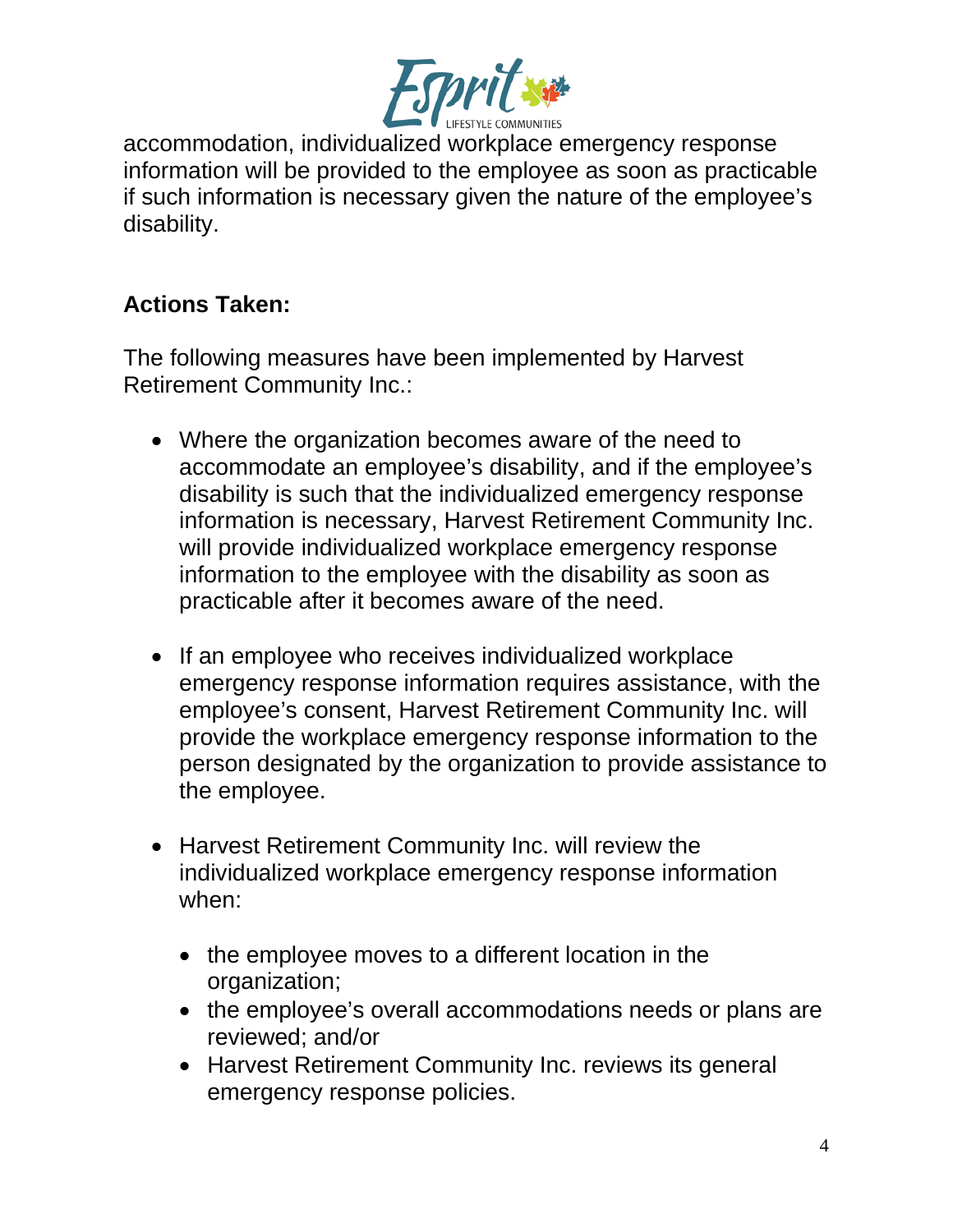accommodation, individualized workplace emergency response information will be provided to the employee as soon as practicable if such information is necessary given the nature of the employee's disability.

**Actions Taken:**

The following measures have been implemented by Harvest Retirement Community Inc.:

- Where the organization becomes aware of the need to accommodate an employee's disability, and if the employee's disability is such that the individualized emergency response information is necessary, Harvest Retirement Community Inc. will provide individualized workplace emergency response information to the employee with the disability as soon as practicable after it becomes aware of the need.

- If an employee who receives individualized workplace emergency response information requires assistance, with the employee's consent, Harvest Retirement Community Inc. will provide the workplace emergency response information to the person designated by the organization to provide assistance to the employee.

- Harvest Retirement Community Inc. will review the individualized workplace emergency response information when:

  - the employee moves to a different location in the organization;
  - the employee's overall accommodations needs or plans are reviewed; and/or
  - Harvest Retirement Community Inc. reviews its general emergency response policies.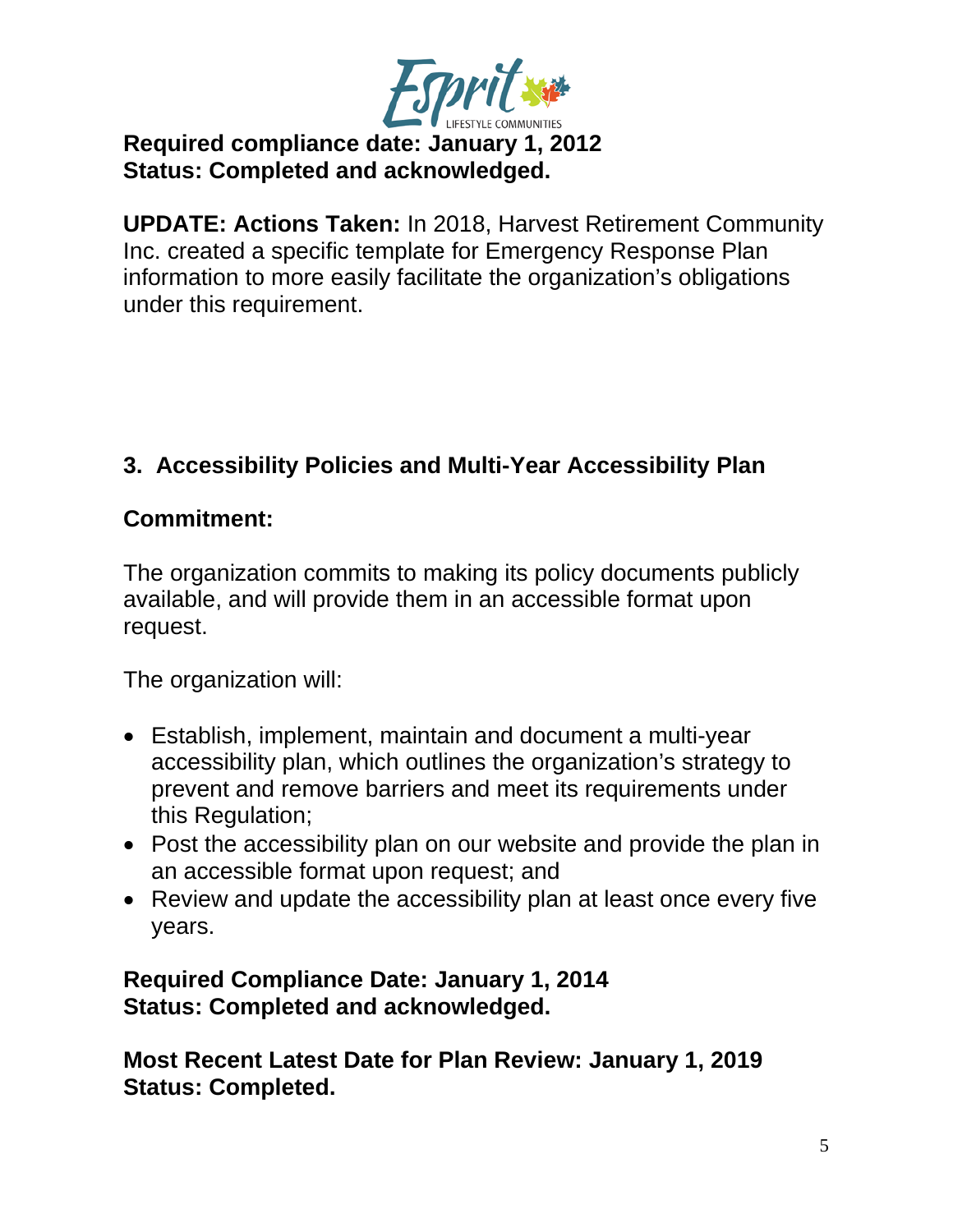**Required compliance date: January 1, 2012**
**Status: Completed and acknowledged.**

**UPDATE: Actions Taken:** In 2018, Harvest Retirement Community Inc. created a specific template for Emergency Response Plan information to more easily facilitate the organization's obligations under this requirement.

## 3. Accessibility Policies and Multi-Year Accessibility Plan

### Commitment:

The organization commits to making its policy documents publicly available, and will provide them in an accessible format upon request.

The organization will:

- Establish, implement, maintain and document a multi-year accessibility plan, which outlines the organization's strategy to prevent and remove barriers and meet its requirements under this Regulation;
- Post the accessibility plan on our website and provide the plan in an accessible format upon request; and
- Review and update the accessibility plan at least once every five years.

**Required Compliance Date: January 1, 2014**
**Status: Completed and acknowledged.**

**Most Recent Latest Date for Plan Review: January 1, 2019**
**Status: Completed.**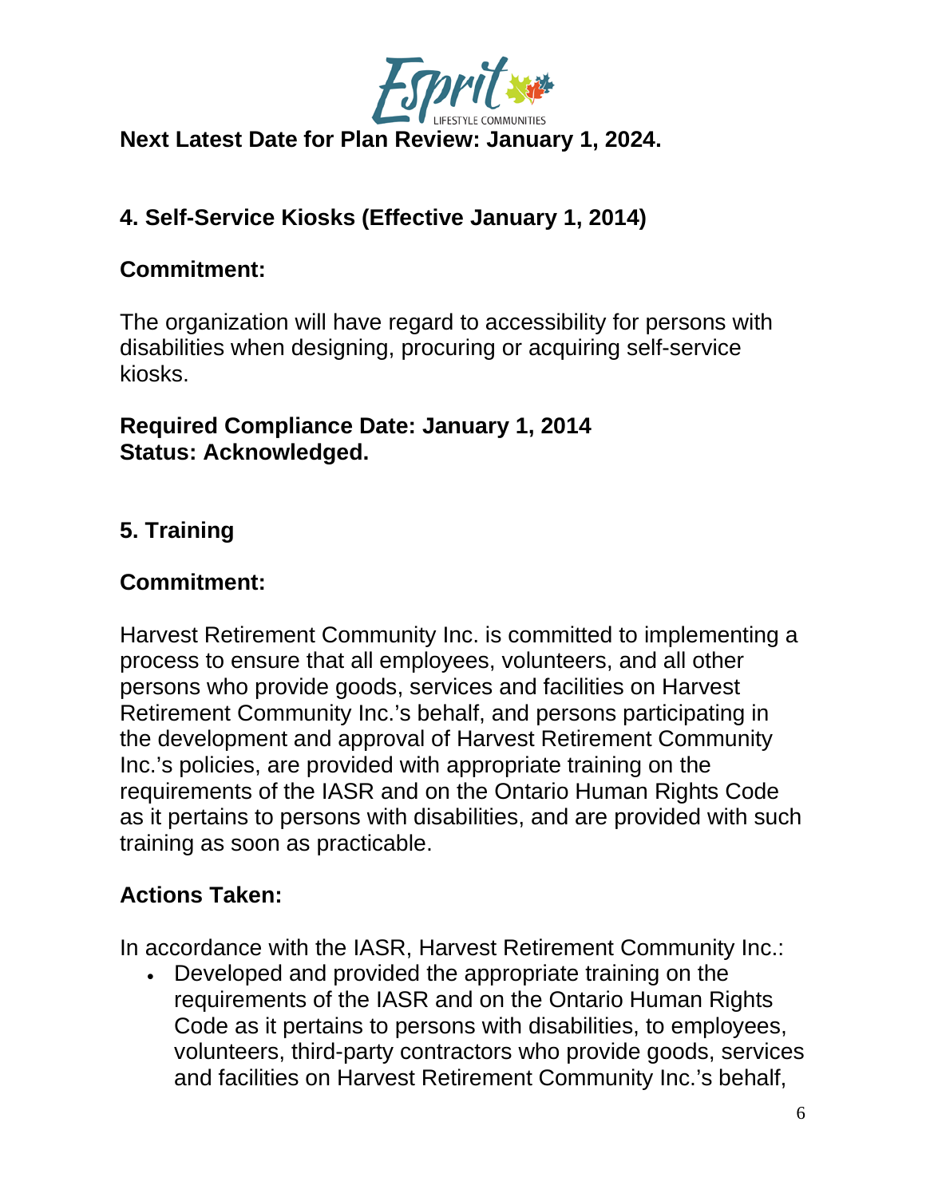**Next Latest Date for Plan Review: January 1, 2024.**

## 4. Self-Service Kiosks (Effective January 1, 2014)

### Commitment:

The organization will have regard to accessibility for persons with disabilities when designing, procuring or acquiring self-service kiosks.

**Required Compliance Date: January 1, 2014**
**Status: Acknowledged.**

## 5. Training

### Commitment:

Harvest Retirement Community Inc. is committed to implementing a process to ensure that all employees, volunteers, and all other persons who provide goods, services and facilities on Harvest Retirement Community Inc.'s behalf, and persons participating in the development and approval of Harvest Retirement Community Inc.'s policies, are provided with appropriate training on the requirements of the IASR and on the Ontario Human Rights Code as it pertains to persons with disabilities, and are provided with such training as soon as practicable.

### Actions Taken:

In accordance with the IASR, Harvest Retirement Community Inc.:

- Developed and provided the appropriate training on the requirements of the IASR and on the Ontario Human Rights Code as it pertains to persons with disabilities, to employees, volunteers, third-party contractors who provide goods, services and facilities on Harvest Retirement Community Inc.'s behalf,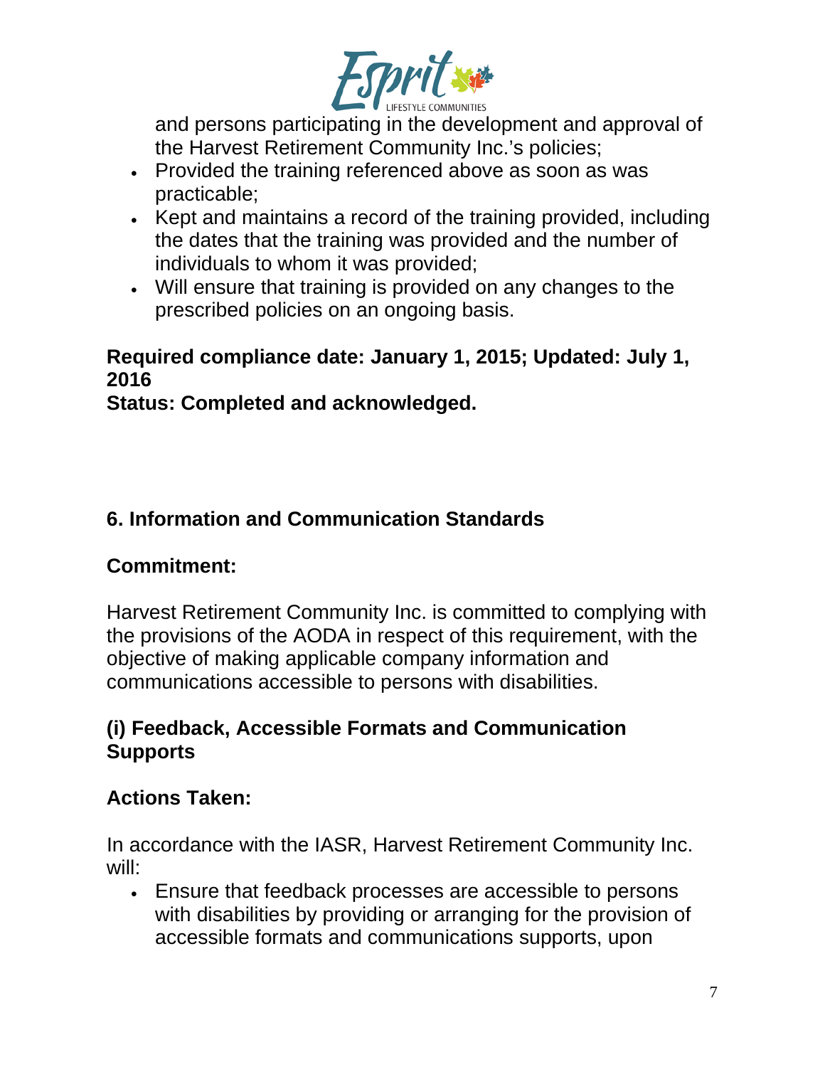- and persons participating in the development and approval of the Harvest Retirement Community Inc.'s policies;
- Provided the training referenced above as soon as was practicable;
- Kept and maintains a record of the training provided, including the dates that the training was provided and the number of individuals to whom it was provided;
- Will ensure that training is provided on any changes to the prescribed policies on an ongoing basis.

**Required compliance date: January 1, 2015; Updated: July 1, 2016**
**Status: Completed and acknowledged.**

## 6. Information and Communication Standards

### Commitment:

Harvest Retirement Community Inc. is committed to complying with the provisions of the AODA in respect of this requirement, with the objective of making applicable company information and communications accessible to persons with disabilities.

### (i) Feedback, Accessible Formats and Communication Supports

### Actions Taken:

In accordance with the IASR, Harvest Retirement Community Inc. will:

- Ensure that feedback processes are accessible to persons with disabilities by providing or arranging for the provision of accessible formats and communications supports, upon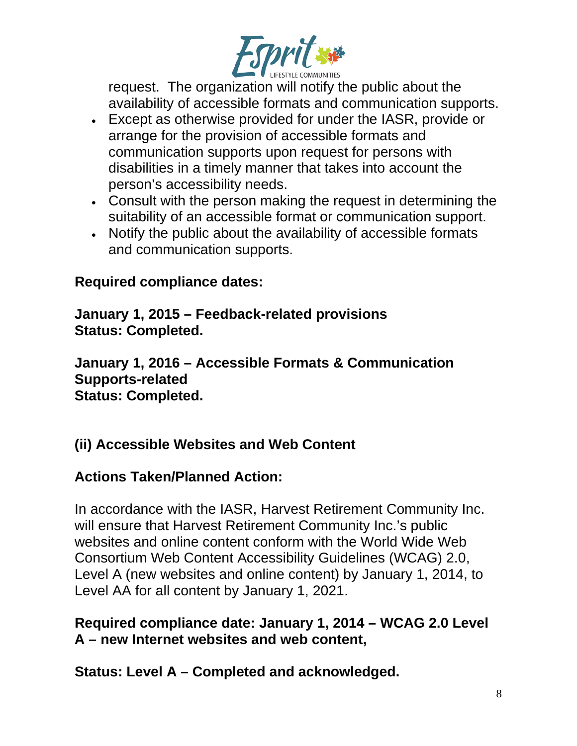request. The organization will notify the public about the availability of accessible formats and communication supports.

- Except as otherwise provided for under the IASR, provide or arrange for the provision of accessible formats and communication supports upon request for persons with disabilities in a timely manner that takes into account the person's accessibility needs.
- Consult with the person making the request in determining the suitability of an accessible format or communication support.
- Notify the public about the availability of accessible formats and communication supports.

**Required compliance dates:**

**January 1, 2015 – Feedback-related provisions**
**Status: Completed.**

**January 1, 2016 – Accessible Formats & Communication Supports-related**
**Status: Completed.**

## (ii) Accessible Websites and Web Content

**Actions Taken/Planned Action:**

In accordance with the IASR, Harvest Retirement Community Inc. will ensure that Harvest Retirement Community Inc.'s public websites and online content conform with the World Wide Web Consortium Web Content Accessibility Guidelines (WCAG) 2.0, Level A (new websites and online content) by January 1, 2014, to Level AA for all content by January 1, 2021.

**Required compliance date: January 1, 2014 – WCAG 2.0 Level A – new Internet websites and web content,**

**Status: Level A – Completed and acknowledged.**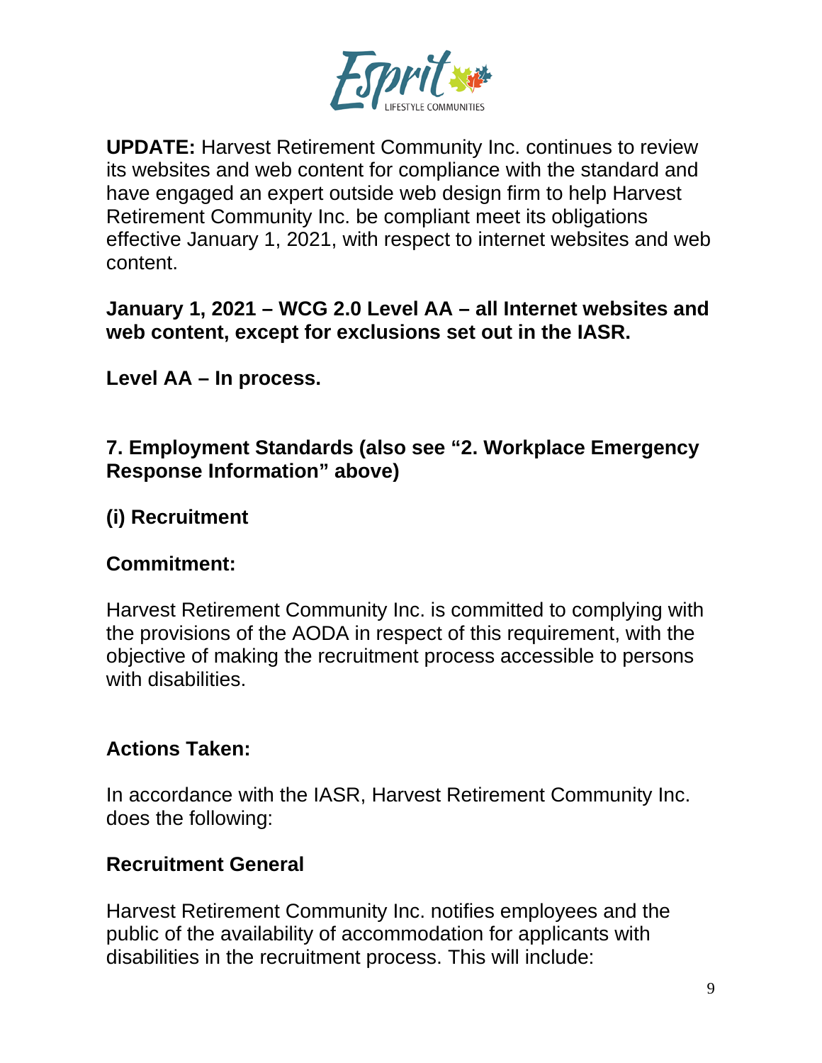**UPDATE:** Harvest Retirement Community Inc. continues to review its websites and web content for compliance with the standard and have engaged an expert outside web design firm to help Harvest Retirement Community Inc. be compliant meet its obligations effective January 1, 2021, with respect to internet websites and web content.

**January 1, 2021 – WCG 2.0 Level AA – all Internet websites and web content, except for exclusions set out in the IASR.**

**Level AA – In process.**

## 7. Employment Standards (also see "2. Workplace Emergency Response Information" above)

### (i) Recruitment

**Commitment:**

Harvest Retirement Community Inc. is committed to complying with the provisions of the AODA in respect of this requirement, with the objective of making the recruitment process accessible to persons with disabilities.

**Actions Taken:**

In accordance with the IASR, Harvest Retirement Community Inc. does the following:

**Recruitment General**

Harvest Retirement Community Inc. notifies employees and the public of the availability of accommodation for applicants with disabilities in the recruitment process. This will include: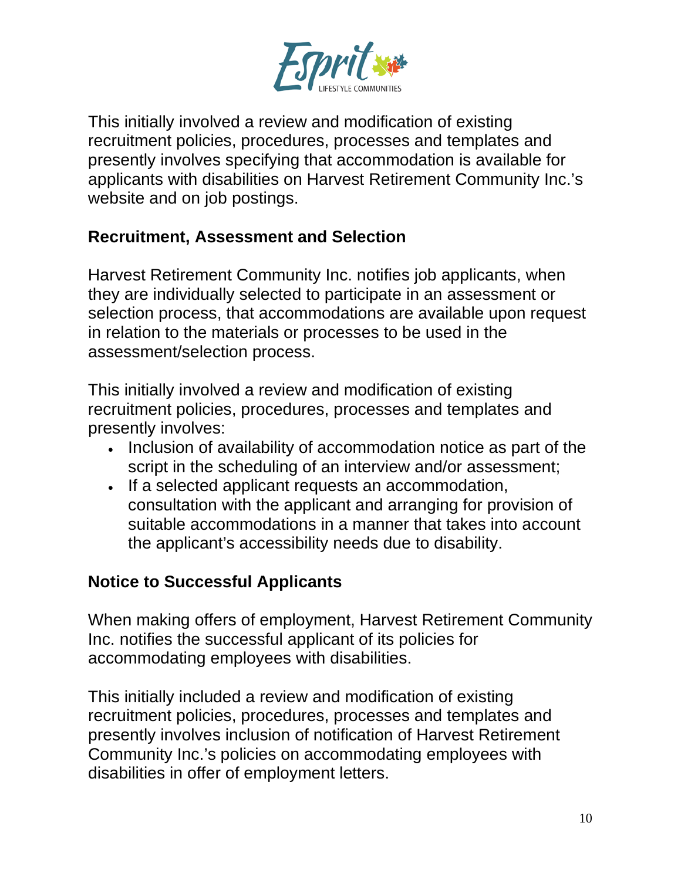This initially involved a review and modification of existing recruitment policies, procedures, processes and templates and presently involves specifying that accommodation is available for applicants with disabilities on Harvest Retirement Community Inc.'s website and on job postings.

## Recruitment, Assessment and Selection

Harvest Retirement Community Inc. notifies job applicants, when they are individually selected to participate in an assessment or selection process, that accommodations are available upon request in relation to the materials or processes to be used in the assessment/selection process.

This initially involved a review and modification of existing recruitment policies, procedures, processes and templates and presently involves:

- Inclusion of availability of accommodation notice as part of the script in the scheduling of an interview and/or assessment;
- If a selected applicant requests an accommodation, consultation with the applicant and arranging for provision of suitable accommodations in a manner that takes into account the applicant's accessibility needs due to disability.

## Notice to Successful Applicants

When making offers of employment, Harvest Retirement Community Inc. notifies the successful applicant of its policies for accommodating employees with disabilities.

This initially included a review and modification of existing recruitment policies, procedures, processes and templates and presently involves inclusion of notification of Harvest Retirement Community Inc.'s policies on accommodating employees with disabilities in offer of employment letters.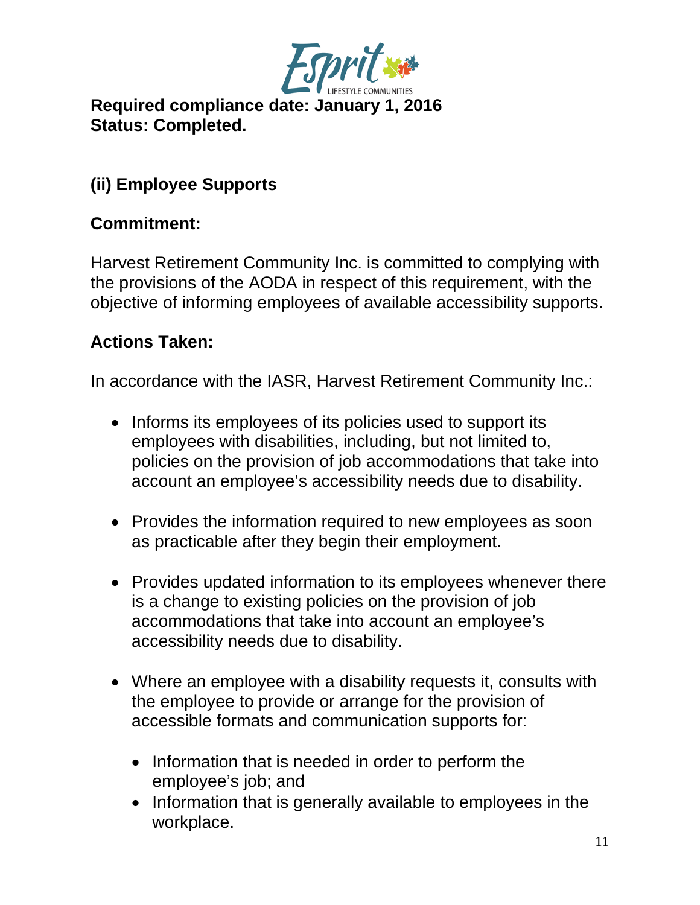**Required compliance date: January 1, 2016**
**Status: Completed.**

## (ii) Employee Supports

### Commitment:

Harvest Retirement Community Inc. is committed to complying with the provisions of the AODA in respect of this requirement, with the objective of informing employees of available accessibility supports.

### Actions Taken:

In accordance with the IASR, Harvest Retirement Community Inc.:

- Informs its employees of its policies used to support its employees with disabilities, including, but not limited to, policies on the provision of job accommodations that take into account an employee's accessibility needs due to disability.
- Provides the information required to new employees as soon as practicable after they begin their employment.
- Provides updated information to its employees whenever there is a change to existing policies on the provision of job accommodations that take into account an employee's accessibility needs due to disability.
- Where an employee with a disability requests it, consults with the employee to provide or arrange for the provision of accessible formats and communication supports for:
  - Information that is needed in order to perform the employee's job; and
  - Information that is generally available to employees in the workplace.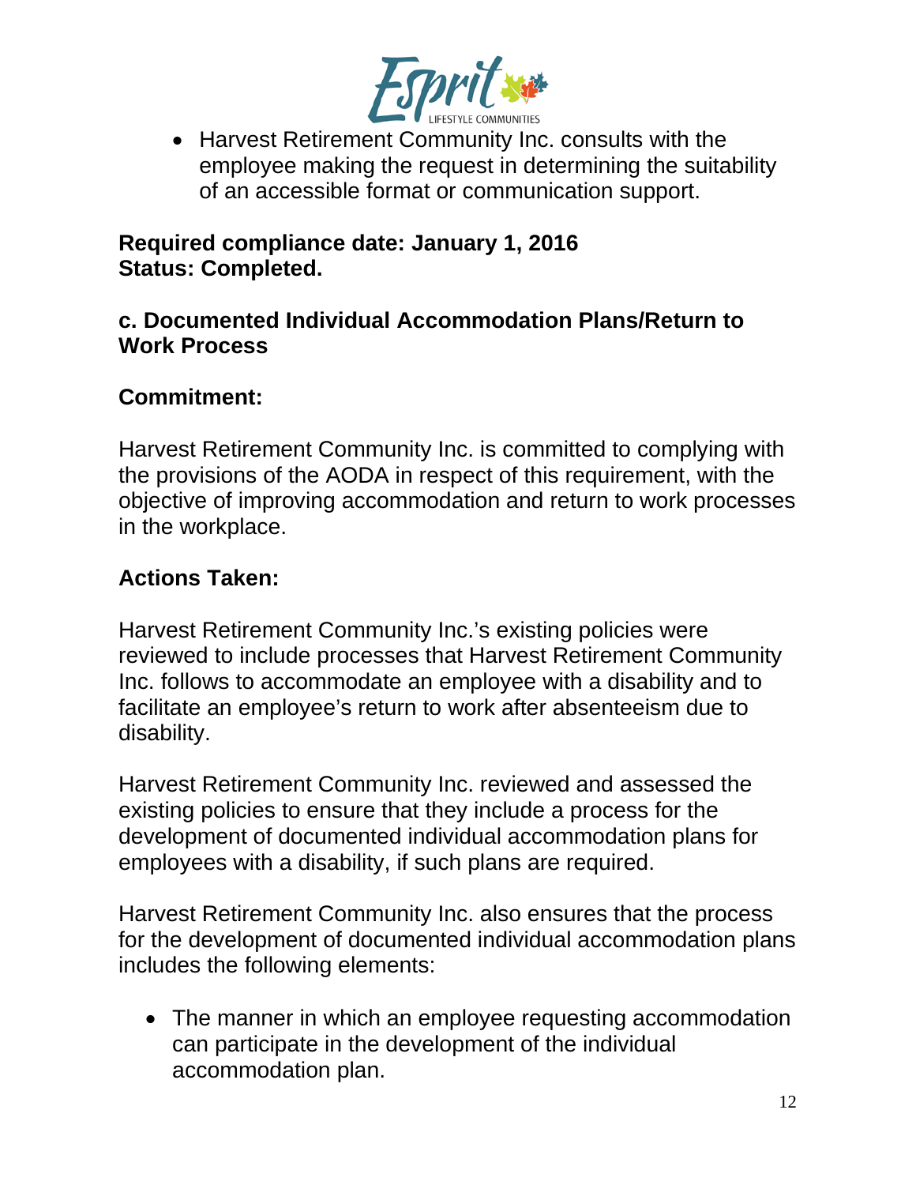- Harvest Retirement Community Inc. consults with the employee making the request in determining the suitability of an accessible format or communication support.

**Required compliance date: January 1, 2016**
**Status: Completed.**

### c. Documented Individual Accommodation Plans/Return to Work Process

**Commitment:**

Harvest Retirement Community Inc. is committed to complying with the provisions of the AODA in respect of this requirement, with the objective of improving accommodation and return to work processes in the workplace.

**Actions Taken:**

Harvest Retirement Community Inc.'s existing policies were reviewed to include processes that Harvest Retirement Community Inc. follows to accommodate an employee with a disability and to facilitate an employee's return to work after absenteeism due to disability.

Harvest Retirement Community Inc. reviewed and assessed the existing policies to ensure that they include a process for the development of documented individual accommodation plans for employees with a disability, if such plans are required.

Harvest Retirement Community Inc. also ensures that the process for the development of documented individual accommodation plans includes the following elements:

- The manner in which an employee requesting accommodation can participate in the development of the individual accommodation plan.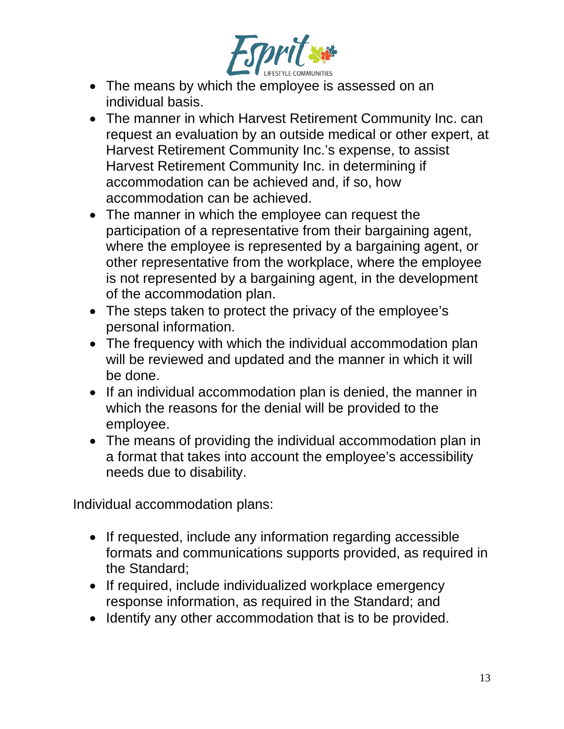- The means by which the employee is assessed on an individual basis.
- The manner in which Harvest Retirement Community Inc. can request an evaluation by an outside medical or other expert, at Harvest Retirement Community Inc.'s expense, to assist Harvest Retirement Community Inc. in determining if accommodation can be achieved and, if so, how accommodation can be achieved.
- The manner in which the employee can request the participation of a representative from their bargaining agent, where the employee is represented by a bargaining agent, or other representative from the workplace, where the employee is not represented by a bargaining agent, in the development of the accommodation plan.
- The steps taken to protect the privacy of the employee's personal information.
- The frequency with which the individual accommodation plan will be reviewed and updated and the manner in which it will be done.
- If an individual accommodation plan is denied, the manner in which the reasons for the denial will be provided to the employee.
- The means of providing the individual accommodation plan in a format that takes into account the employee's accessibility needs due to disability.

Individual accommodation plans:

- If requested, include any information regarding accessible formats and communications supports provided, as required in the Standard;
- If required, include individualized workplace emergency response information, as required in the Standard; and
- Identify any other accommodation that is to be provided.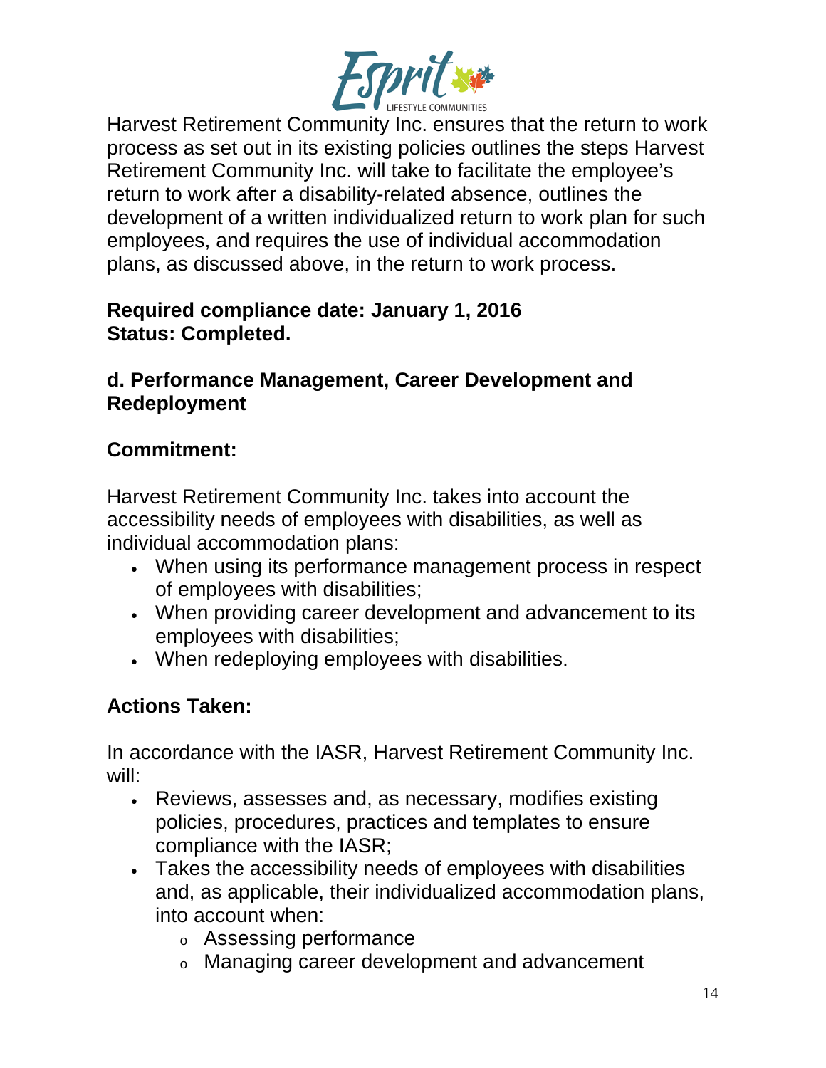Harvest Retirement Community Inc. ensures that the return to work process as set out in its existing policies outlines the steps Harvest Retirement Community Inc. will take to facilitate the employee's return to work after a disability-related absence, outlines the development of a written individualized return to work plan for such employees, and requires the use of individual accommodation plans, as discussed above, in the return to work process.

**Required compliance date: January 1, 2016**
**Status: Completed.**

### d. Performance Management, Career Development and Redeployment

### Commitment:

Harvest Retirement Community Inc. takes into account the accessibility needs of employees with disabilities, as well as individual accommodation plans:

- When using its performance management process in respect of employees with disabilities;
- When providing career development and advancement to its employees with disabilities;
- When redeploying employees with disabilities.

### Actions Taken:

In accordance with the IASR, Harvest Retirement Community Inc. will:

- Reviews, assesses and, as necessary, modifies existing policies, procedures, practices and templates to ensure compliance with the IASR;
- Takes the accessibility needs of employees with disabilities and, as applicable, their individualized accommodation plans, into account when:
  - Assessing performance
  - Managing career development and advancement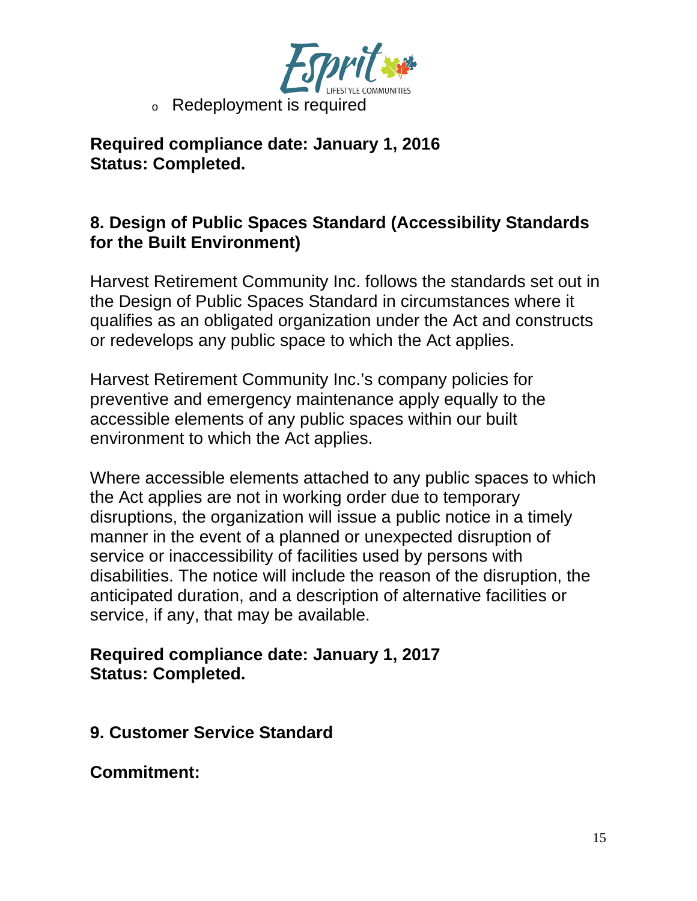- Redeployment is required

**Required compliance date: January 1, 2016**
**Status: Completed.**

## 8. Design of Public Spaces Standard (Accessibility Standards for the Built Environment)

Harvest Retirement Community Inc. follows the standards set out in the Design of Public Spaces Standard in circumstances where it qualifies as an obligated organization under the Act and constructs or redevelops any public space to which the Act applies.

Harvest Retirement Community Inc.'s company policies for preventive and emergency maintenance apply equally to the accessible elements of any public spaces within our built environment to which the Act applies.

Where accessible elements attached to any public spaces to which the Act applies are not in working order due to temporary disruptions, the organization will issue a public notice in a timely manner in the event of a planned or unexpected disruption of service or inaccessibility of facilities used by persons with disabilities. The notice will include the reason of the disruption, the anticipated duration, and a description of alternative facilities or service, if any, that may be available.

**Required compliance date: January 1, 2017**
**Status: Completed.**

## 9. Customer Service Standard

**Commitment:**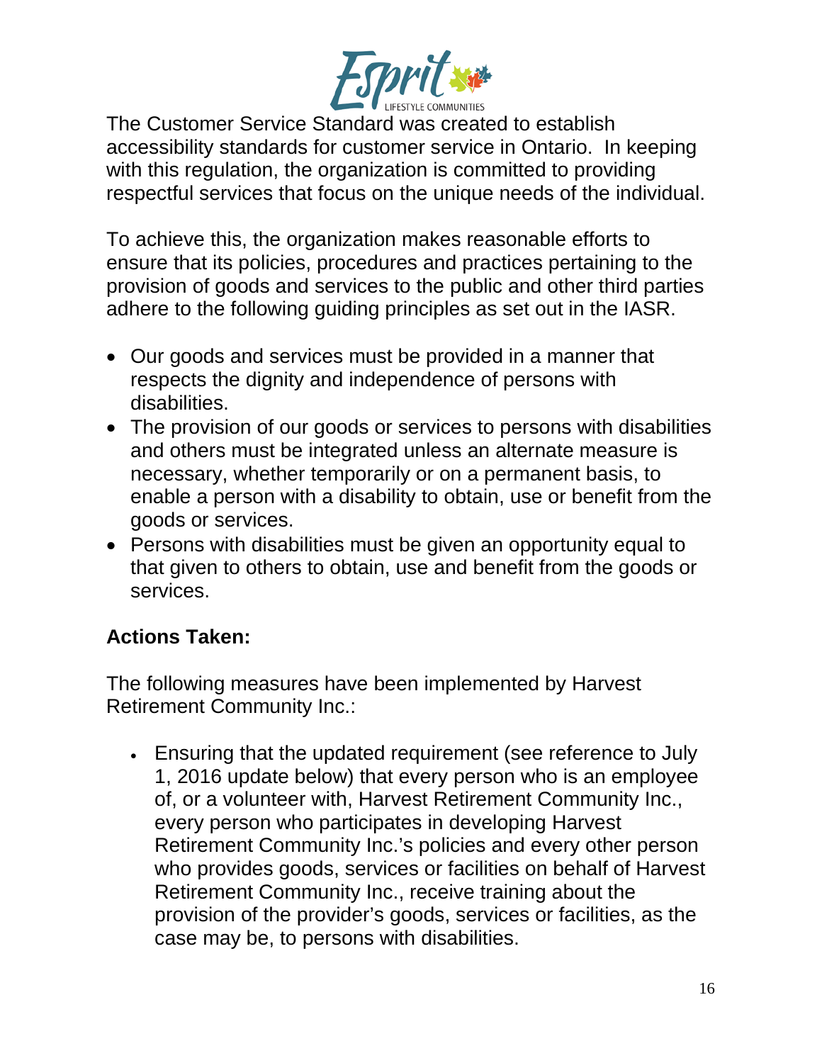The Customer Service Standard was created to establish accessibility standards for customer service in Ontario. In keeping with this regulation, the organization is committed to providing respectful services that focus on the unique needs of the individual.

To achieve this, the organization makes reasonable efforts to ensure that its policies, procedures and practices pertaining to the provision of goods and services to the public and other third parties adhere to the following guiding principles as set out in the IASR.

- Our goods and services must be provided in a manner that respects the dignity and independence of persons with disabilities.
- The provision of our goods or services to persons with disabilities and others must be integrated unless an alternate measure is necessary, whether temporarily or on a permanent basis, to enable a person with a disability to obtain, use or benefit from the goods or services.
- Persons with disabilities must be given an opportunity equal to that given to others to obtain, use and benefit from the goods or services.

**Actions Taken:**

The following measures have been implemented by Harvest Retirement Community Inc.:

- Ensuring that the updated requirement (see reference to July 1, 2016 update below) that every person who is an employee of, or a volunteer with, Harvest Retirement Community Inc., every person who participates in developing Harvest Retirement Community Inc.'s policies and every other person who provides goods, services or facilities on behalf of Harvest Retirement Community Inc., receive training about the provision of the provider's goods, services or facilities, as the case may be, to persons with disabilities.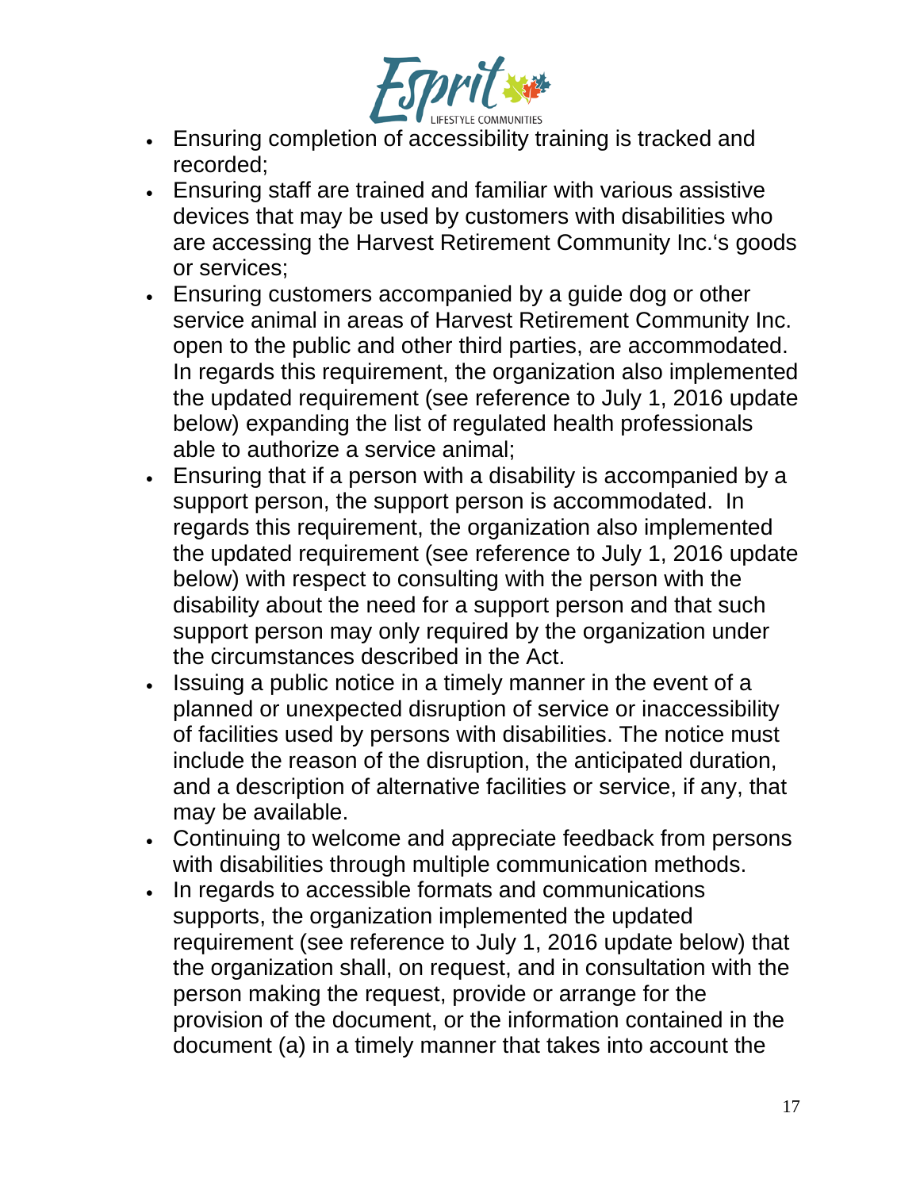- Ensuring completion of accessibility training is tracked and recorded;
- Ensuring staff are trained and familiar with various assistive devices that may be used by customers with disabilities who are accessing the Harvest Retirement Community Inc.'s goods or services;
- Ensuring customers accompanied by a guide dog or other service animal in areas of Harvest Retirement Community Inc. open to the public and other third parties, are accommodated. In regards this requirement, the organization also implemented the updated requirement (see reference to July 1, 2016 update below) expanding the list of regulated health professionals able to authorize a service animal;
- Ensuring that if a person with a disability is accompanied by a support person, the support person is accommodated. In regards this requirement, the organization also implemented the updated requirement (see reference to July 1, 2016 update below) with respect to consulting with the person with the disability about the need for a support person and that such support person may only required by the organization under the circumstances described in the Act.
- Issuing a public notice in a timely manner in the event of a planned or unexpected disruption of service or inaccessibility of facilities used by persons with disabilities. The notice must include the reason of the disruption, the anticipated duration, and a description of alternative facilities or service, if any, that may be available.
- Continuing to welcome and appreciate feedback from persons with disabilities through multiple communication methods.
- In regards to accessible formats and communications supports, the organization implemented the updated requirement (see reference to July 1, 2016 update below) that the organization shall, on request, and in consultation with the person making the request, provide or arrange for the provision of the document, or the information contained in the document (a) in a timely manner that takes into account the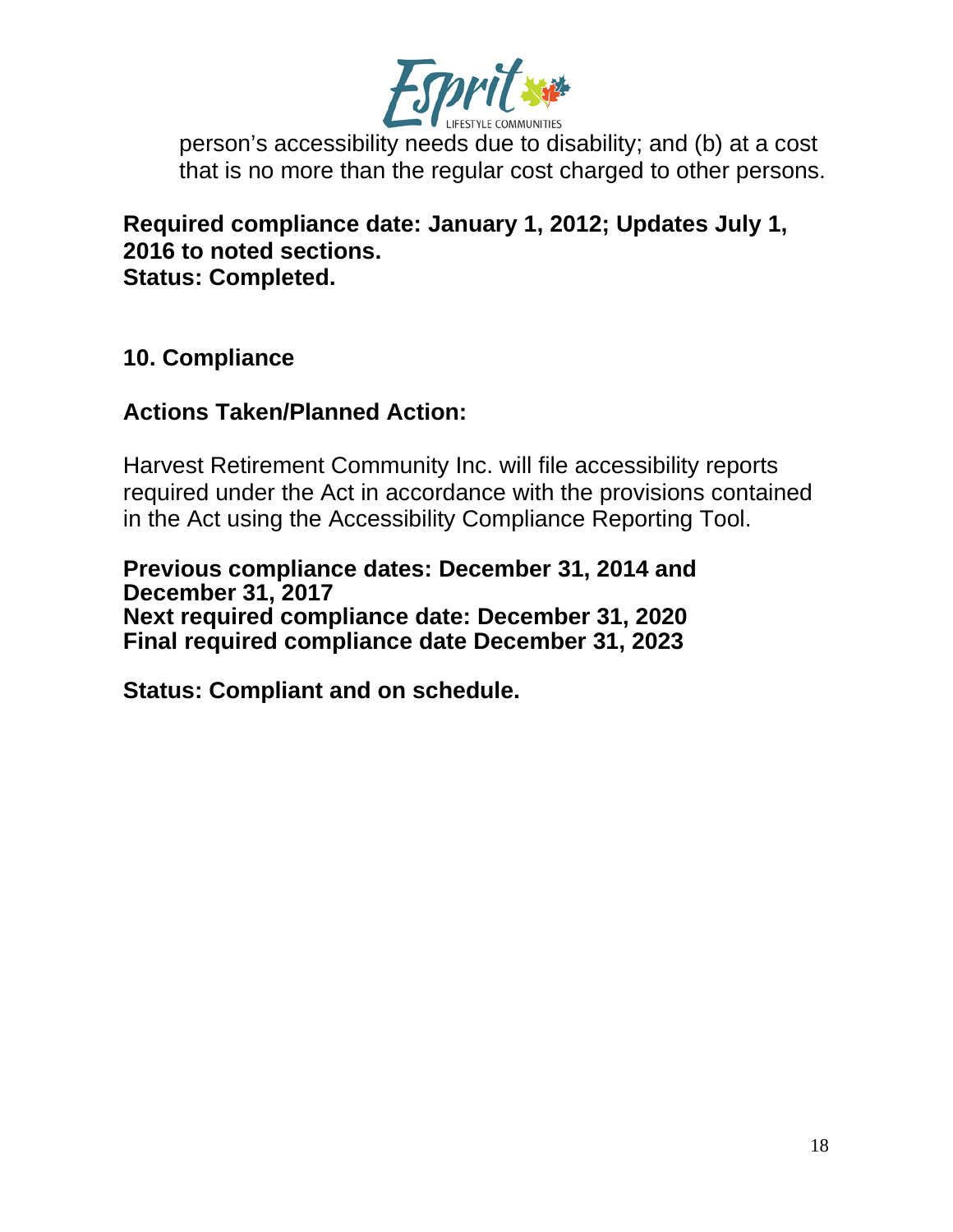person's accessibility needs due to disability; and (b) at a cost that is no more than the regular cost charged to other persons.

**Required compliance date: January 1, 2012; Updates July 1, 2016 to noted sections.**
**Status: Completed.**

## 10. Compliance

### Actions Taken/Planned Action:

Harvest Retirement Community Inc. will file accessibility reports required under the Act in accordance with the provisions contained in the Act using the Accessibility Compliance Reporting Tool.

**Previous compliance dates: December 31, 2014 and December 31, 2017**
**Next required compliance date: December 31, 2020**
**Final required compliance date December 31, 2023**

**Status: Compliant and on schedule.**